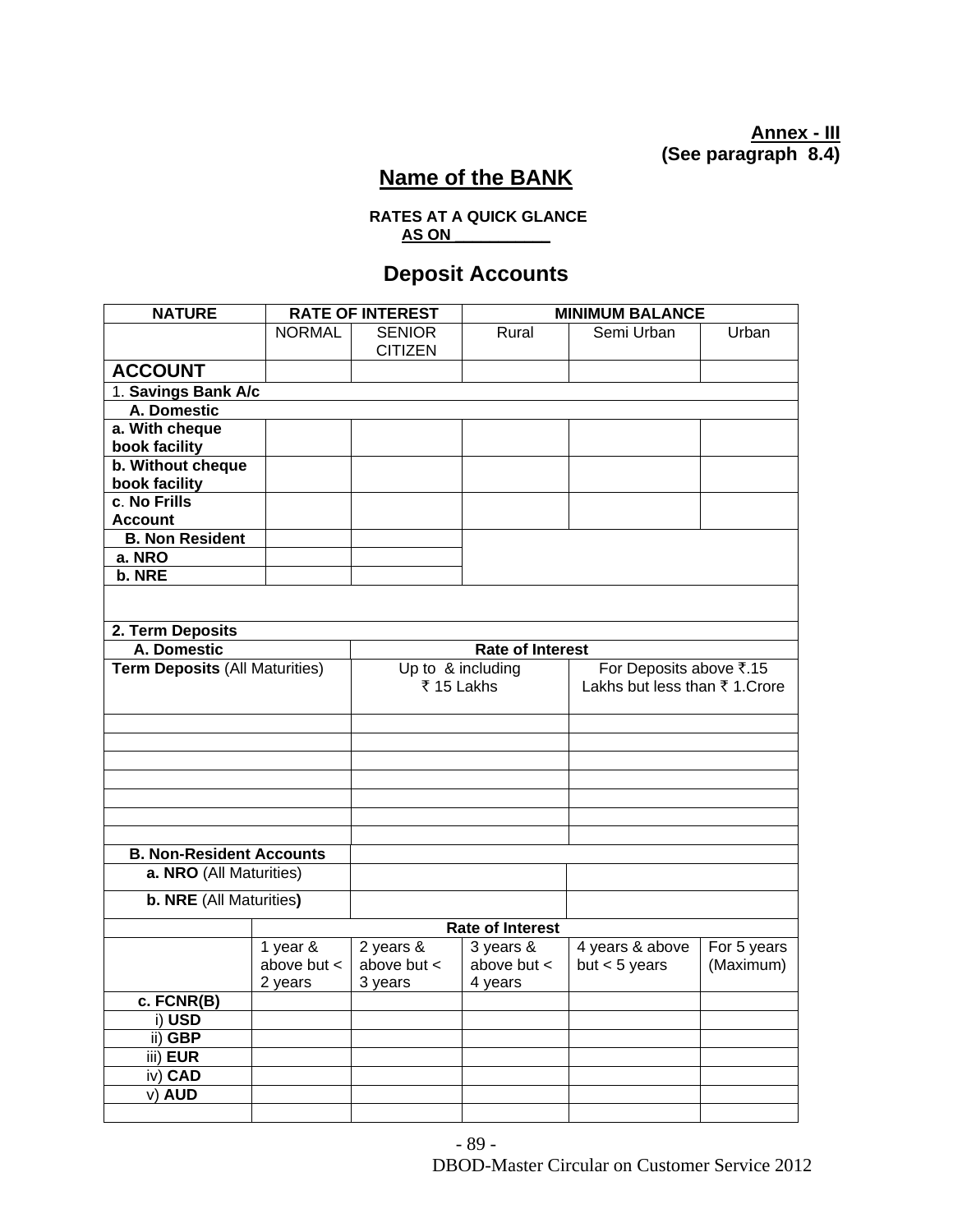**Annex - III**
**(See paragraph 8.4)**

## Name of the BANK

**RATES AT A QUICK GLANCE**
**AS ON ___________**

## Deposit Accounts

| NATURE | RATE OF INTEREST | | MINIMUM BALANCE | | |
|---|---|---|---|---|---|
| | NORMAL | SENIOR CITIZEN | Rural | Semi Urban | Urban |
| **ACCOUNT** | | | | | |
| 1. **Savings Bank A/c** | | | | | |
| **A. Domestic** | | | | | |
| **a. With cheque book facility** | | | | | |
| **b. Without cheque book facility** | | | | | |
| **c. No Frills Account** | | | | | |
| **B. Non Resident** | | | | | |
| **a. NRO** | | | | | |
| **b. NRE** | | | | | |
| | | | | | |
| **2. Term Deposits** | | | | | |
| **A. Domestic** | **Rate of Interest** | | | | |
| **Term Deposits** (All Maturities) | Up to & including ₹ 15 Lakhs | | For Deposits above ₹.15 Lakhs but less than ₹ 1.Crore | | |
| | | | | | |
| | | | | | |
| | | | | | |
| | | | | | |
| | | | | | |
| | | | | | |
| | | | | | |
| **B. Non-Resident Accounts** | | | | | |
| **a. NRO** (All Maturities) | | | | | |
| **b. NRE** (All Maturities**)** | | | | | |

| | Rate of Interest | | | | |
|---|---|---|---|---|---|
| | 1 year & above but < 2 years | 2 years & above but < 3 years | 3 years & above but < 4 years | 4 years & above but < 5 years | For 5 years (Maximum) |
| **c. FCNR(B)** | | | | | |
| i) **USD** | | | | | |
| ii) **GBP** | | | | | |
| iii) **EUR** | | | | | |
| iv) **CAD** | | | | | |
| v) **AUD** | | | | | |
| | | | | | |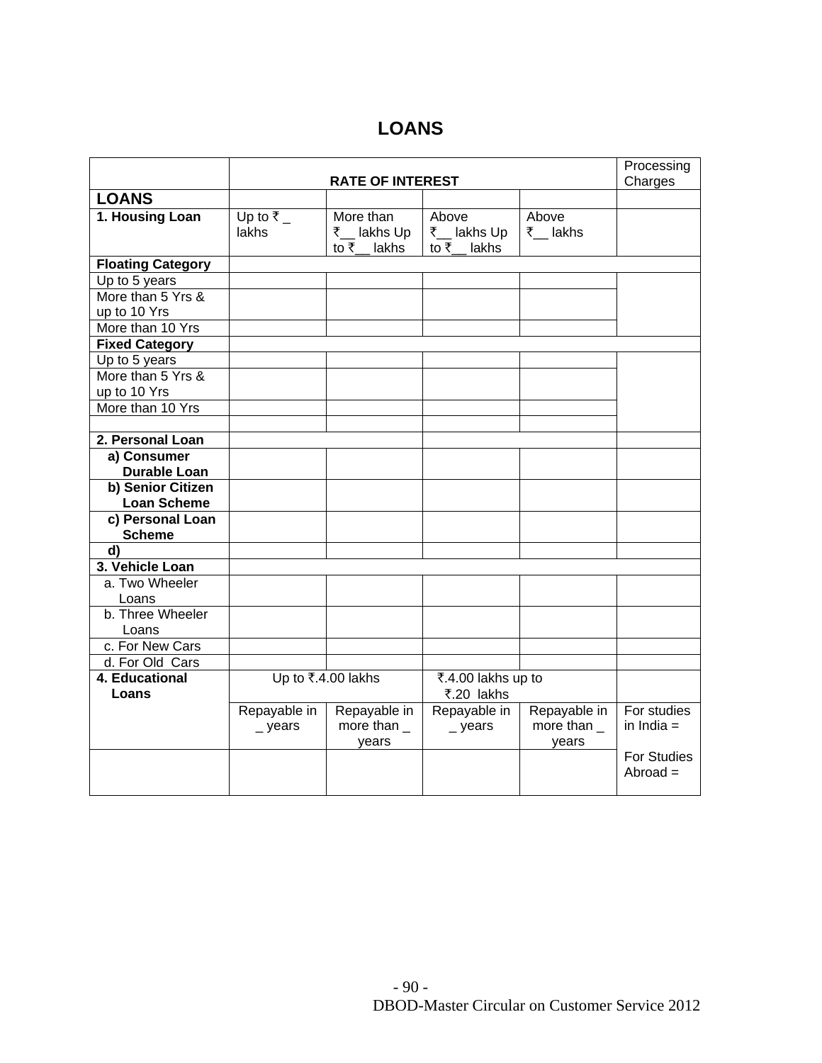# LOANS

| | RATE OF INTEREST | | | | Processing Charges |
|---|---|---|---|---|---|
| **LOANS** | | | | | |
| **1. Housing Loan** | Up to ₹ _ lakhs | More than ₹__ lakhs Up to ₹__ lakhs | Above ₹__ lakhs Up to ₹__ lakhs | Above ₹__ lakhs | |
| **Floating Category** | | | | | |
| Up to 5 years | | | | | |
| More than 5 Yrs & up to 10 Yrs | | | | | |
| More than 10 Yrs | | | | | |
| **Fixed Category** | | | | | |
| Up to 5 years | | | | | |
| More than 5 Yrs & up to 10 Yrs | | | | | |
| More than 10 Yrs | | | | | |
| | | | | | |
| **2. Personal Loan** | | | | | |
| **a) Consumer Durable Loan** | | | | | |
| **b) Senior Citizen Loan Scheme** | | | | | |
| **c) Personal Loan Scheme** | | | | | |
| **d)** | | | | | |
| **3. Vehicle Loan** | | | | | |
| a. Two Wheeler Loans | | | | | |
| b. Three Wheeler Loans | | | | | |
| c. For New Cars | | | | | |
| d. For Old Cars | | | | | |
| **4. Educational Loans** | Up to ₹.4.00 lakhs | | ₹.4.00 lakhs up to ₹.20 lakhs | | |
| | Repayable in _ years | Repayable in more than _ years | Repayable in _ years | Repayable in more than _ years | For studies in India = |
| | | | | | For Studies Abroad = |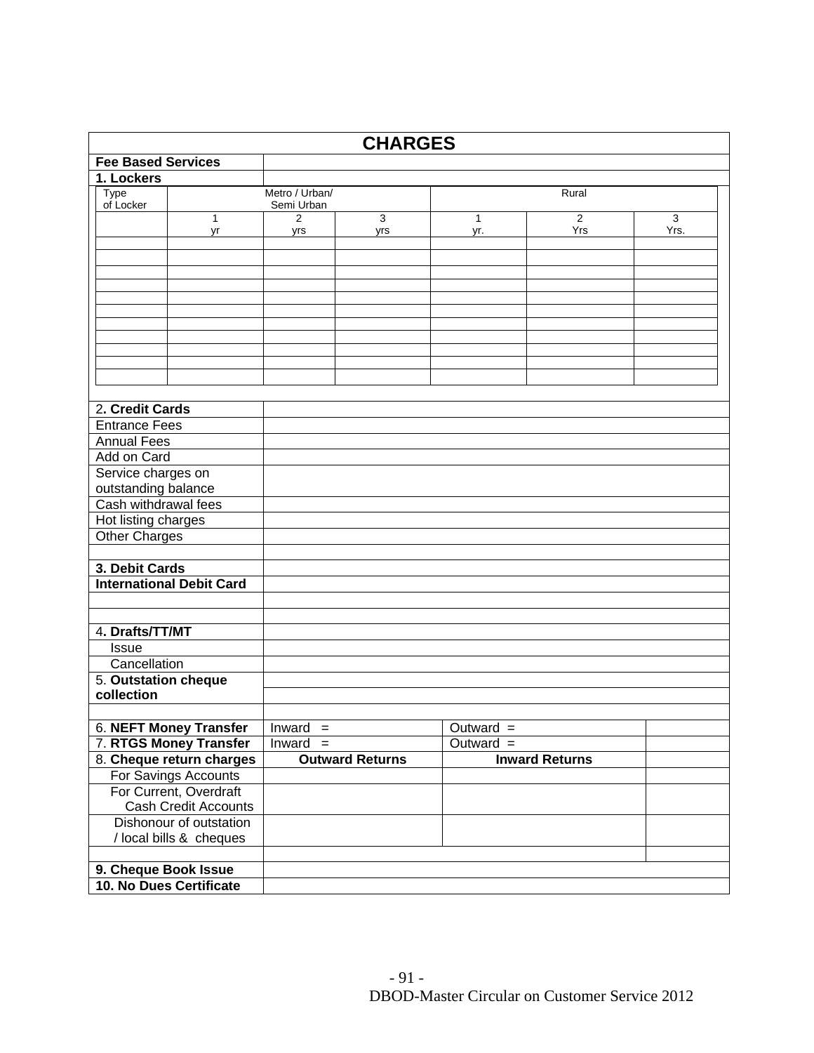# CHARGES

| | |
|---|---|
| **Fee Based Services** | |
| **1. Lockers** | |

| Type of Locker | Metro / Urban/ Semi Urban | | | Rural | | |
|---|---|---|---|---|---|---|
| | 1 yr | 2 yrs | 3 yrs | 1 yr. | 2 Yrs | 3 Yrs. |
| | | | | | | |
| | | | | | | |
| | | | | | | |
| | | | | | | |
| | | | | | | |
| | | | | | | |
| | | | | | | |
| | | | | | | |
| | | | | | | |
| | | | | | | |
| | | | | | | |

| | | | |
|---|---|---|---|
| 2**. Credit Cards** | | | |
| Entrance Fees | | | |
| Annual Fees | | | |
| Add on Card | | | |
| Service charges on outstanding balance | | | |
| Cash withdrawal fees | | | |
| Hot listing charges | | | |
| Other Charges | | | |
| | | | |
| **3. Debit Cards** | | | |
| **International Debit Card** | | | |
| | | | |
| | | | |
| 4**. Drafts/TT/MT** | | | |
| Issue | | | |
| Cancellation | | | |
| 5. **Outstation cheque collection** | | | |
| | | | |
| 6. **NEFT Money Transfer** | Inward = | Outward = | |
| 7. **RTGS Money Transfer** | Inward = | Outward = | |
| 8. **Cheque return charges** | **Outward Returns** | **Inward Returns** | |
| For Savings Accounts | | | |
| For Current, Overdraft Cash Credit Accounts | | | |
| Dishonour of outstation / local bills & cheques | | | |
| | | | |
| **9. Cheque Book Issue** | | | |
| **10. No Dues Certificate** | | | |

DBOD-Master Circular on Customer Service 2012